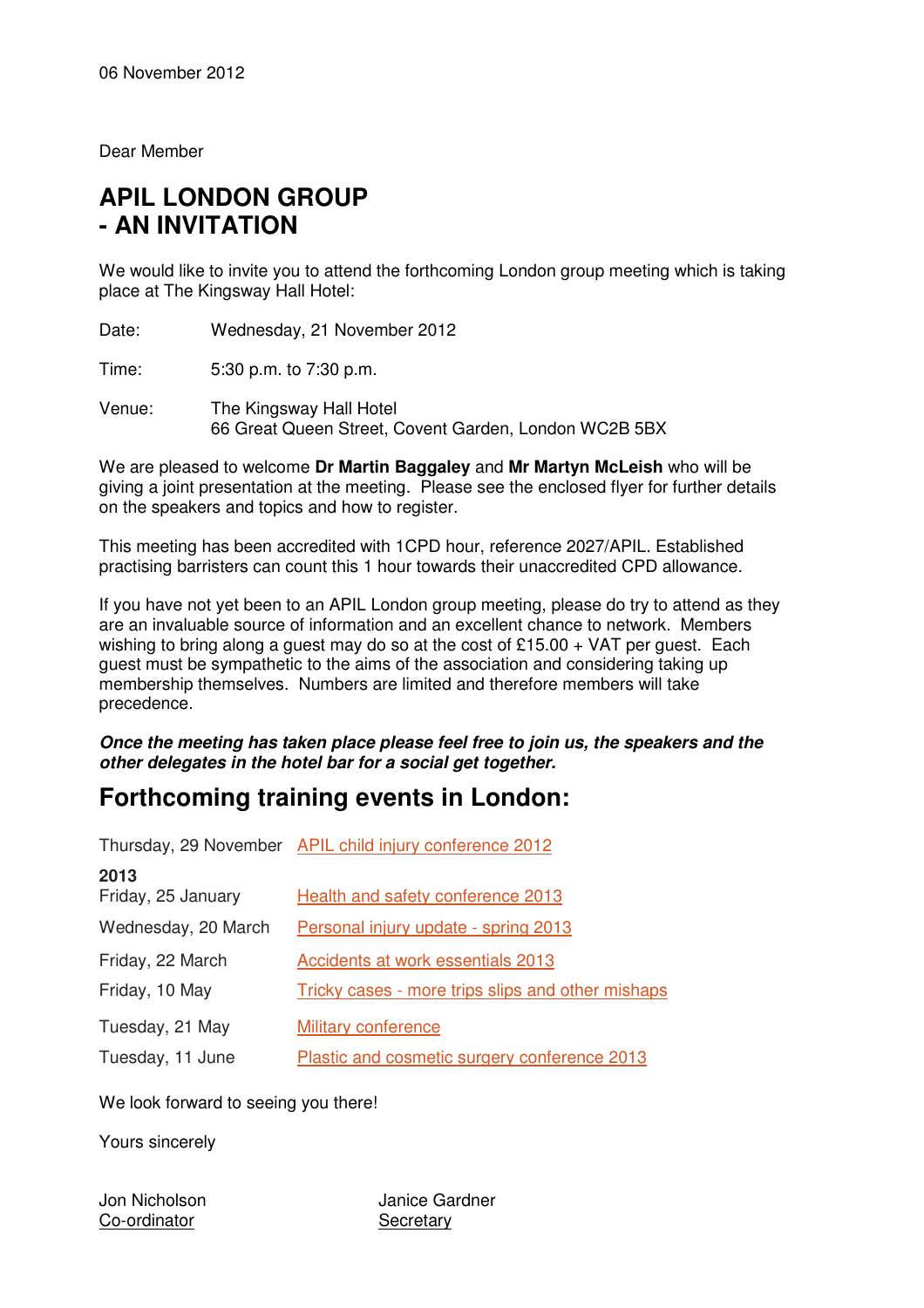06 November 2012

Dear Member

# APIL LONDON GROUP - AN INVITATION

We would like to invite you to attend the forthcoming London group meeting which is taking place at The Kingsway Hall Hotel:

Date: Wednesday, 21 November 2012

Time: 5:30 p.m. to 7:30 p.m.

Venue: The Kingsway Hall Hotel
66 Great Queen Street, Covent Garden, London WC2B 5BX

We are pleased to welcome **Dr Martin Baggaley** and **Mr Martyn McLeish** who will be giving a joint presentation at the meeting. Please see the enclosed flyer for further details on the speakers and topics and how to register.

This meeting has been accredited with 1CPD hour, reference 2027/APIL. Established practising barristers can count this 1 hour towards their unaccredited CPD allowance.

If you have not yet been to an APIL London group meeting, please do try to attend as they are an invaluable source of information and an excellent chance to network. Members wishing to bring along a guest may do so at the cost of £15.00 + VAT per guest. Each guest must be sympathetic to the aims of the association and considering taking up membership themselves. Numbers are limited and therefore members will take precedence.

***Once the meeting has taken place please feel free to join us, the speakers and the other delegates in the hotel bar for a social get together.***

## Forthcoming training events in London:

Thursday, 29 November — APIL child injury conference 2012

**2013**

| | |
|---|---|
| Friday, 25 January | Health and safety conference 2013 |
| Wednesday, 20 March | Personal injury update - spring 2013 |
| Friday, 22 March | Accidents at work essentials 2013 |
| Friday, 10 May | Tricky cases - more trips slips and other mishaps |
| Tuesday, 21 May | Military conference |
| Tuesday, 11 June | Plastic and cosmetic surgery conference 2013 |

We look forward to seeing you there!

Yours sincerely

Jon Nicholson
Co-ordinator

Janice Gardner
Secretary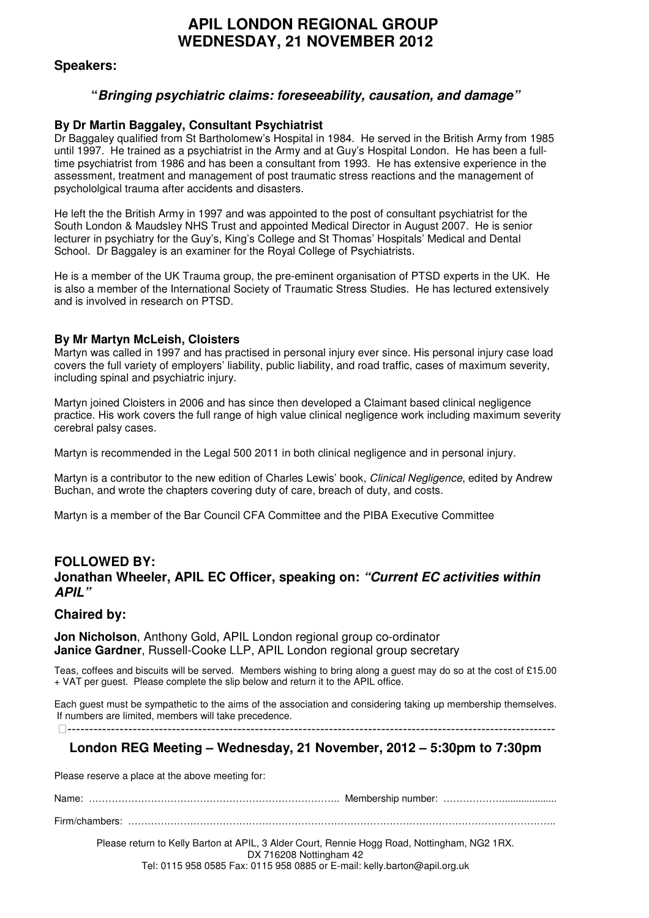# APIL LONDON REGIONAL GROUP
# WEDNESDAY, 21 NOVEMBER 2012

## Speakers:

### "*Bringing psychiatric claims: foreseeability, causation, and damage*"

#### By Dr Martin Baggaley, Consultant Psychiatrist

Dr Baggaley qualified from St Bartholomew's Hospital in 1984. He served in the British Army from 1985 until 1997. He trained as a psychiatrist in the Army and at Guy's Hospital London. He has been a full-time psychiatrist from 1986 and has been a consultant from 1993. He has extensive experience in the assessment, treatment and management of post traumatic stress reactions and the management of psycholoIgical trauma after accidents and disasters.

He left the the British Army in 1997 and was appointed to the post of consultant psychiatrist for the South London & Maudsley NHS Trust and appointed Medical Director in August 2007. He is senior lecturer in psychiatry for the Guy's, King's College and St Thomas' Hospitals' Medical and Dental School. Dr Baggaley is an examiner for the Royal College of Psychiatrists.

He is a member of the UK Trauma group, the pre-eminent organisation of PTSD experts in the UK. He is also a member of the International Society of Traumatic Stress Studies. He has lectured extensively and is involved in research on PTSD.

#### By Mr Martyn McLeish, Cloisters

Martyn was called in 1997 and has practised in personal injury ever since. His personal injury case load covers the full variety of employers' liability, public liability, and road traffic, cases of maximum severity, including spinal and psychiatric injury.

Martyn joined Cloisters in 2006 and has since then developed a Claimant based clinical negligence practice. His work covers the full range of high value clinical negligence work including maximum severity cerebral palsy cases.

Martyn is recommended in the Legal 500 2011 in both clinical negligence and in personal injury.

Martyn is a contributor to the new edition of Charles Lewis' book, *Clinical Negligence*, edited by Andrew Buchan, and wrote the chapters covering duty of care, breach of duty, and costs.

Martyn is a member of the Bar Council CFA Committee and the PIBA Executive Committee

## FOLLOWED BY:
## Jonathan Wheeler, APIL EC Officer, speaking on: *"Current EC activities within APIL"*

## Chaired by:

**Jon Nicholson**, Anthony Gold, APIL London regional group co-ordinator
**Janice Gardner**, Russell-Cooke LLP, APIL London regional group secretary

Teas, coffees and biscuits will be served. Members wishing to bring along a guest may do so at the cost of £15.00 + VAT per guest. Please complete the slip below and return it to the APIL office.

Each guest must be sympathetic to the aims of the association and considering taking up membership themselves. If numbers are limited, members will take precedence.

---

## London REG Meeting – Wednesday, 21 November, 2012 – 5:30pm to 7:30pm

Please reserve a place at the above meeting for:

Name: ………………………………………………………………….. Membership number: ……………….................

Firm/chambers: ………………………………………………………………………………………………………………..

Please return to Kelly Barton at APIL, 3 Alder Court, Rennie Hogg Road, Nottingham, NG2 1RX.
DX 716208 Nottingham 42
Tel: 0115 958 0585 Fax: 0115 958 0885 or E-mail: kelly.barton@apil.org.uk